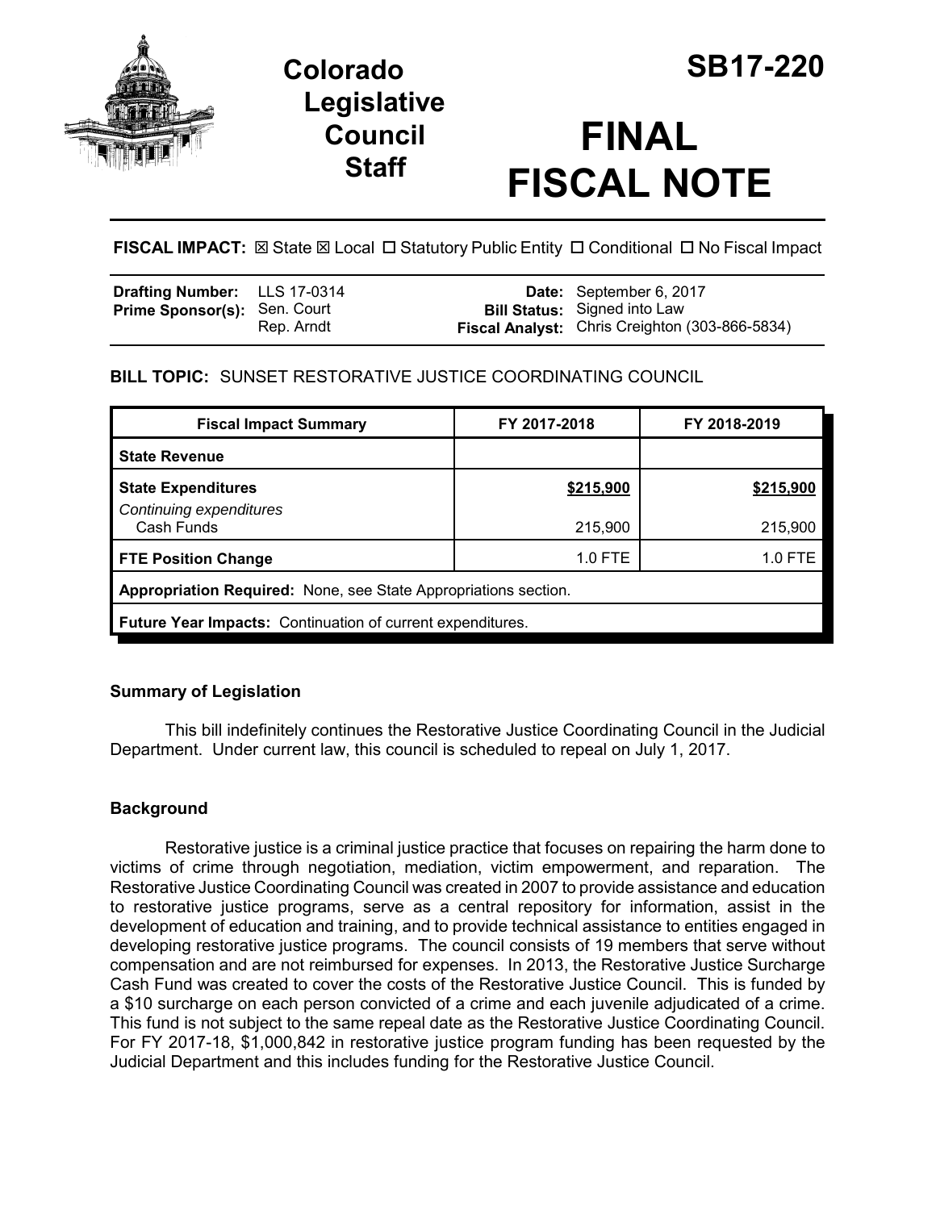# Colorado Legislative Council Staff

# SB17-220

# FINAL FISCAL NOTE

**FISCAL IMPACT:** ☒ State ☒ Local ☐ Statutory Public Entity ☐ Conditional ☐ No Fiscal Impact

| | | | |
|---|---|---|---|
| **Drafting Number:** | LLS 17-0314 | **Date:** | September 6, 2017 |
| **Prime Sponsor(s):** | Sen. Court<br>Rep. Arndt | **Bill Status:** | Signed into Law |
| | | **Fiscal Analyst:** | Chris Creighton (303-866-5834) |

## BILL TOPIC: SUNSET RESTORATIVE JUSTICE COORDINATING COUNCIL

| Fiscal Impact Summary | FY 2017-2018 | FY 2018-2019 |
|---|---|---|
| **State Revenue** | | |
| **State Expenditures** | **$215,900** | **$215,900** |
| *Continuing expenditures* | | |
| Cash Funds | 215,900 | 215,900 |
| **FTE Position Change** | 1.0 FTE | 1.0 FTE |
| **Appropriation Required:** None, see State Appropriations section. | | |
| **Future Year Impacts:** Continuation of current expenditures. | | |

### Summary of Legislation

This bill indefinitely continues the Restorative Justice Coordinating Council in the Judicial Department. Under current law, this council is scheduled to repeal on July 1, 2017.

### Background

Restorative justice is a criminal justice practice that focuses on repairing the harm done to victims of crime through negotiation, mediation, victim empowerment, and reparation. The Restorative Justice Coordinating Council was created in 2007 to provide assistance and education to restorative justice programs, serve as a central repository for information, assist in the development of education and training, and to provide technical assistance to entities engaged in developing restorative justice programs. The council consists of 19 members that serve without compensation and are not reimbursed for expenses. In 2013, the Restorative Justice Surcharge Cash Fund was created to cover the costs of the Restorative Justice Council. This is funded by a $10 surcharge on each person convicted of a crime and each juvenile adjudicated of a crime. This fund is not subject to the same repeal date as the Restorative Justice Coordinating Council. For FY 2017-18, $1,000,842 in restorative justice program funding has been requested by the Judicial Department and this includes funding for the Restorative Justice Council.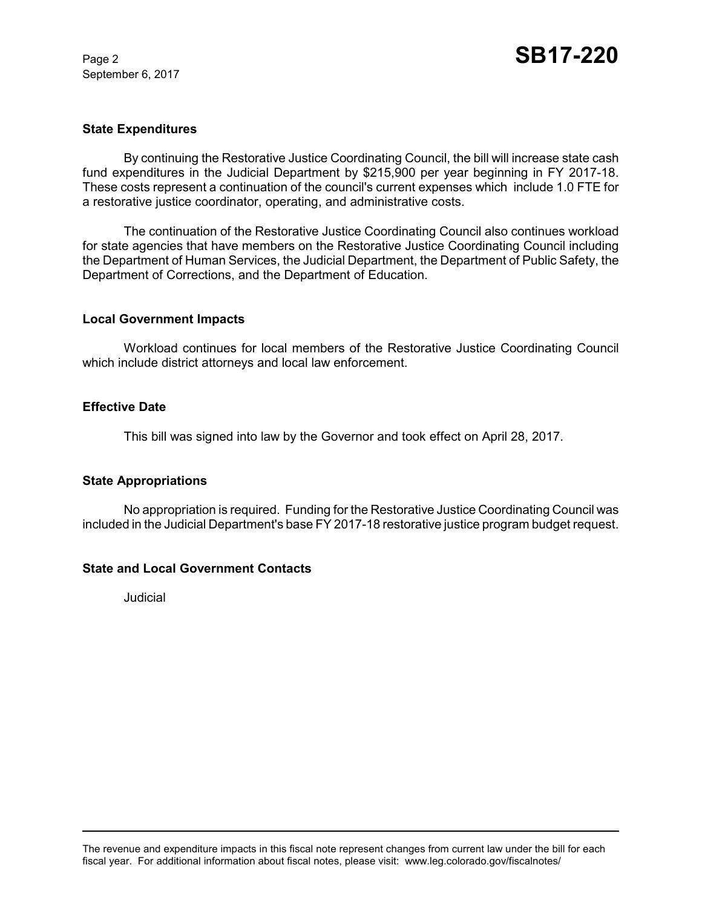### State Expenditures

By continuing the Restorative Justice Coordinating Council, the bill will increase state cash fund expenditures in the Judicial Department by $215,900 per year beginning in FY 2017-18. These costs represent a continuation of the council's current expenses which include 1.0 FTE for a restorative justice coordinator, operating, and administrative costs.

The continuation of the Restorative Justice Coordinating Council also continues workload for state agencies that have members on the Restorative Justice Coordinating Council including the Department of Human Services, the Judicial Department, the Department of Public Safety, the Department of Corrections, and the Department of Education.

### Local Government Impacts

Workload continues for local members of the Restorative Justice Coordinating Council which include district attorneys and local law enforcement.

### Effective Date

This bill was signed into law by the Governor and took effect on April 28, 2017.

### State Appropriations

No appropriation is required. Funding for the Restorative Justice Coordinating Council was included in the Judicial Department's base FY 2017-18 restorative justice program budget request.

### State and Local Government Contacts

Judicial

The revenue and expenditure impacts in this fiscal note represent changes from current law under the bill for each fiscal year. For additional information about fiscal notes, please visit: www.leg.colorado.gov/fiscalnotes/